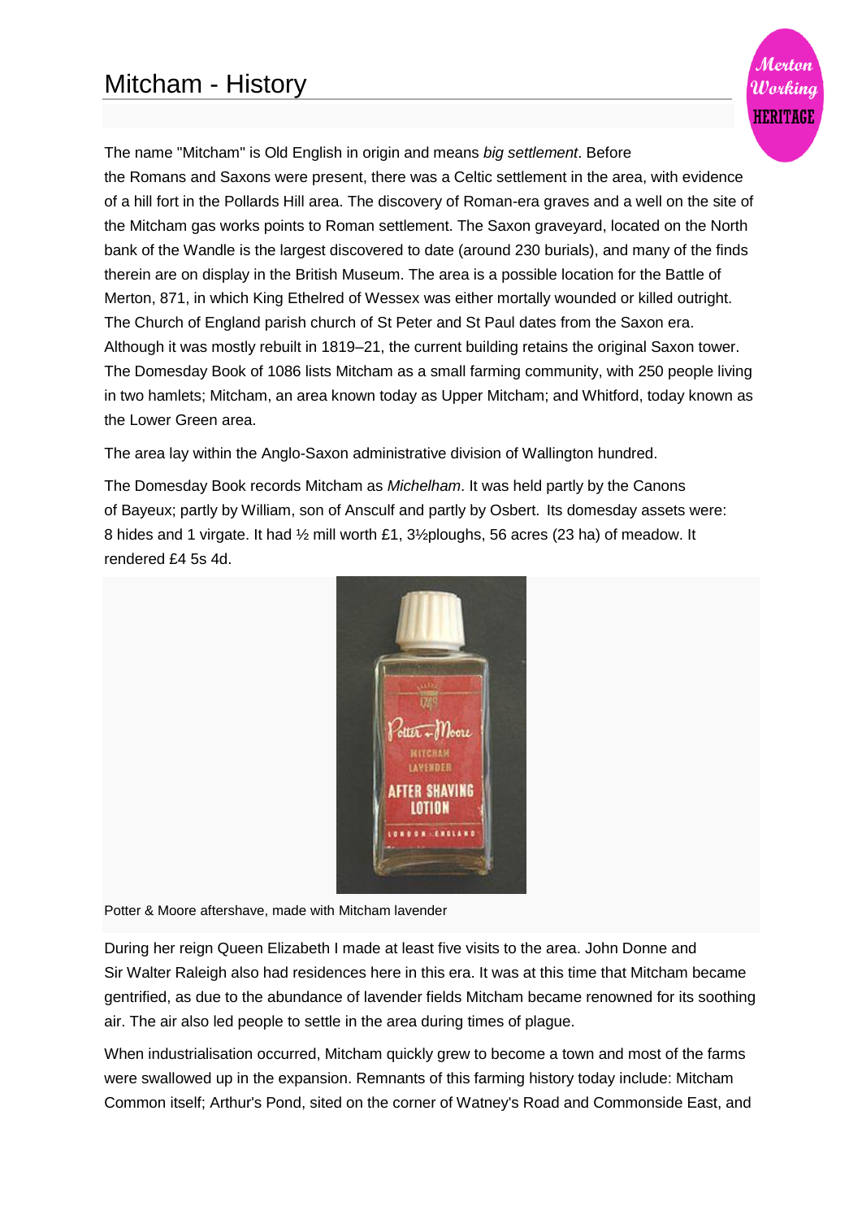# Mitcham - History

The name "Mitcham" is Old English in origin and means *big settlement*. Before the Romans and Saxons were present, there was a Celtic settlement in the area, with evidence of a hill fort in the Pollards Hill area. The discovery of Roman-era graves and a well on the site of the Mitcham gas works points to Roman settlement. The Saxon graveyard, located on the North bank of the Wandle is the largest discovered to date (around 230 burials), and many of the finds therein are on display in the British Museum. The area is a possible location for the Battle of Merton, 871, in which King Ethelred of Wessex was either mortally wounded or killed outright. The Church of England parish church of St Peter and St Paul dates from the Saxon era. Although it was mostly rebuilt in 1819–21, the current building retains the original Saxon tower. The Domesday Book of 1086 lists Mitcham as a small farming community, with 250 people living in two hamlets; Mitcham, an area known today as Upper Mitcham; and Whitford, today known as the Lower Green area.

The area lay within the Anglo-Saxon administrative division of Wallington hundred.

The Domesday Book records Mitcham as *Michelham*. It was held partly by the Canons of Bayeux; partly by William, son of Ansculf and partly by Osbert. Its domesday assets were: 8 hides and 1 virgate. It had ½ mill worth £1, 3½ploughs, 56 acres (23 ha) of meadow. It rendered £4 5s 4d.

Potter & Moore aftershave, made with Mitcham lavender

During her reign Queen Elizabeth I made at least five visits to the area. John Donne and Sir Walter Raleigh also had residences here in this era. It was at this time that Mitcham became gentrified, as due to the abundance of lavender fields Mitcham became renowned for its soothing air. The air also led people to settle in the area during times of plague.

When industrialisation occurred, Mitcham quickly grew to become a town and most of the farms were swallowed up in the expansion. Remnants of this farming history today include: Mitcham Common itself; Arthur's Pond, sited on the corner of Watney's Road and Commonside East, and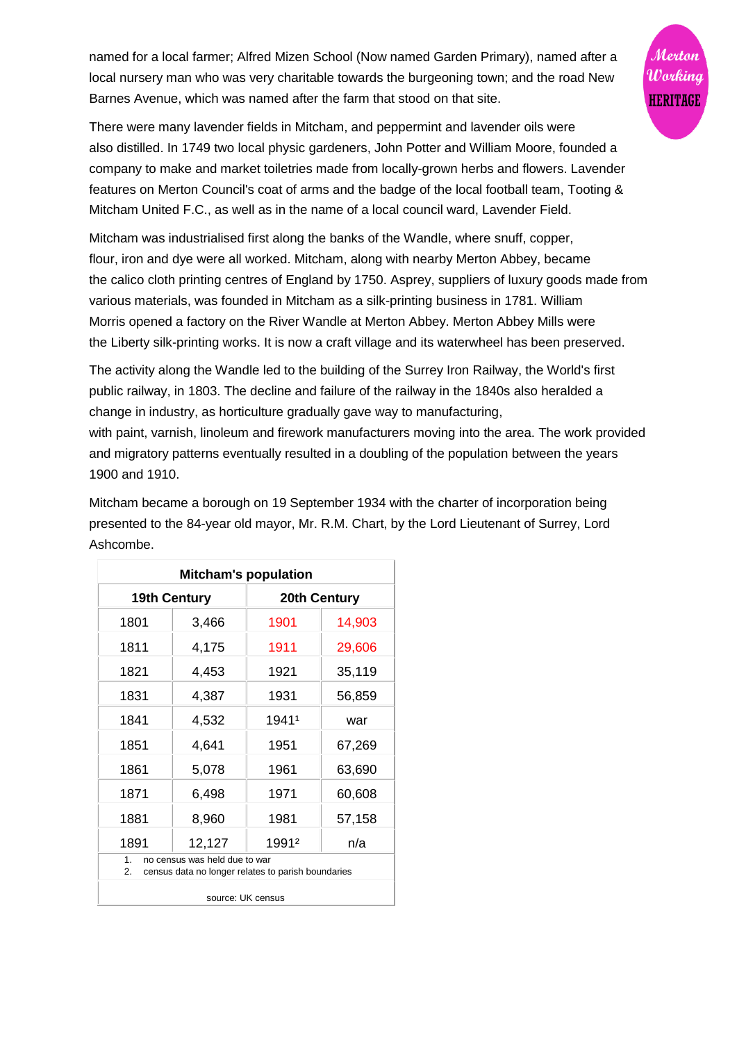named for a local farmer; Alfred Mizen School (Now named Garden Primary), named after a local nursery man who was very charitable towards the burgeoning town; and the road New Barnes Avenue, which was named after the farm that stood on that site.

There were many lavender fields in Mitcham, and peppermint and lavender oils were also distilled. In 1749 two local physic gardeners, John Potter and William Moore, founded a company to make and market toiletries made from locally-grown herbs and flowers. Lavender features on Merton Council's coat of arms and the badge of the local football team, Tooting & Mitcham United F.C., as well as in the name of a local council ward, Lavender Field.

Mitcham was industrialised first along the banks of the Wandle, where snuff, copper, flour, iron and dye were all worked. Mitcham, along with nearby Merton Abbey, became the calico cloth printing centres of England by 1750. Asprey, suppliers of luxury goods made from various materials, was founded in Mitcham as a silk-printing business in 1781. William Morris opened a factory on the River Wandle at Merton Abbey. Merton Abbey Mills were the Liberty silk-printing works. It is now a craft village and its waterwheel has been preserved.

The activity along the Wandle led to the building of the Surrey Iron Railway, the World's first public railway, in 1803. The decline and failure of the railway in the 1840s also heralded a change in industry, as horticulture gradually gave way to manufacturing, with paint, varnish, linoleum and firework manufacturers moving into the area. The work provided and migratory patterns eventually resulted in a doubling of the population between the years 1900 and 1910.

Mitcham became a borough on 19 September 1934 with the charter of incorporation being presented to the 84-year old mayor, Mr. R.M. Chart, by the Lord Lieutenant of Surrey, Lord Ashcombe.

| **Mitcham's population** | | | |
|---|---|---|---|
| **19th Century** | | **20th Century** | |
| 1801 | 3,466 | 1901 | 14,903 |
| 1811 | 4,175 | 1911 | 29,606 |
| 1821 | 4,453 | 1921 | 35,119 |
| 1831 | 4,387 | 1931 | 56,859 |
| 1841 | 4,532 | 1941[1] | war |
| 1851 | 4,641 | 1951 | 67,269 |
| 1861 | 5,078 | 1961 | 63,690 |
| 1871 | 6,498 | 1971 | 60,608 |
| 1881 | 8,960 | 1981 | 57,158 |
| 1891 | 12,127 | 1991[2] | n/a |

1. no census was held due to war
2. census data no longer relates to parish boundaries

source: UK census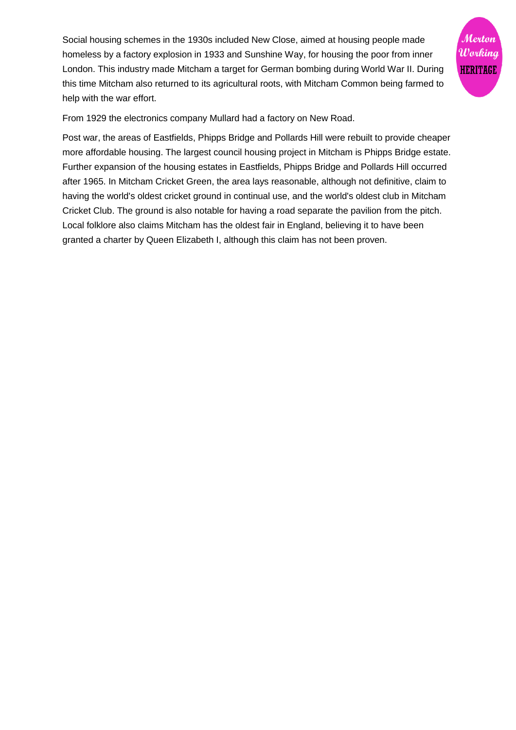Social housing schemes in the 1930s included New Close, aimed at housing people made homeless by a factory explosion in 1933 and Sunshine Way, for housing the poor from inner London. This industry made Mitcham a target for German bombing during World War II. During this time Mitcham also returned to its agricultural roots, with Mitcham Common being farmed to help with the war effort.

From 1929 the electronics company Mullard had a factory on New Road.

Post war, the areas of Eastfields, Phipps Bridge and Pollards Hill were rebuilt to provide cheaper more affordable housing. The largest council housing project in Mitcham is Phipps Bridge estate. Further expansion of the housing estates in Eastfields, Phipps Bridge and Pollards Hill occurred after 1965. In Mitcham Cricket Green, the area lays reasonable, although not definitive, claim to having the world's oldest cricket ground in continual use, and the world's oldest club in Mitcham Cricket Club. The ground is also notable for having a road separate the pavilion from the pitch. Local folklore also claims Mitcham has the oldest fair in England, believing it to have been granted a charter by Queen Elizabeth I, although this claim has not been proven.